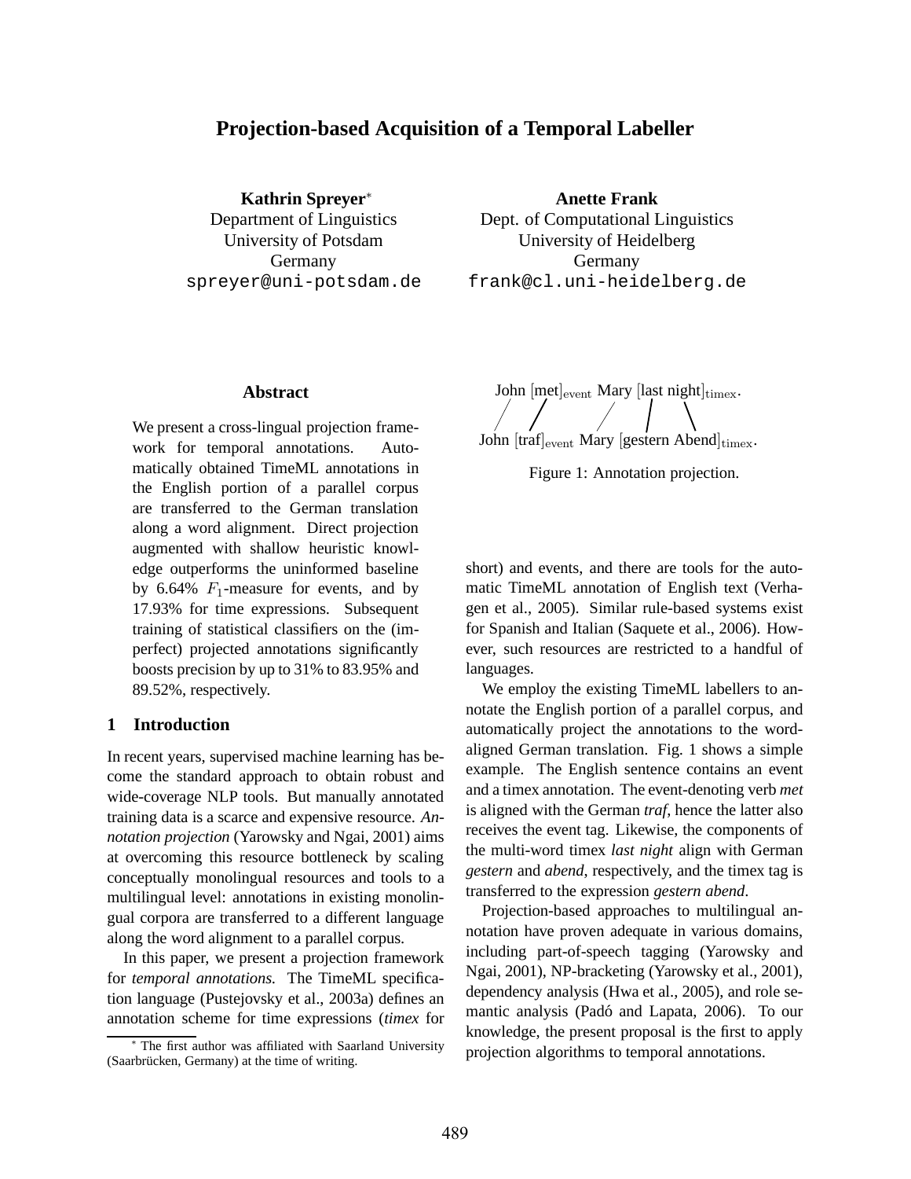# Projection-based Acquisition of a Temporal Labeller

**Kathrin Spreyer**[*]
Department of Linguistics
University of Potsdam
Germany
spreyer@uni-potsdam.de

**Anette Frank**
Dept. of Computational Linguistics
University of Heidelberg
Germany
frank@cl.uni-heidelberg.de

## Abstract

We present a cross-lingual projection framework for temporal annotations. Automatically obtained TimeML annotations in the English portion of a parallel corpus are transferred to the German translation along a word alignment. Direct projection augmented with shallow heuristic knowledge outperforms the uninformed baseline by 6.64% $F_1$-measure for events, and by 17.93% for time expressions. Subsequent training of statistical classifiers on the (imperfect) projected annotations significantly boosts precision by up to 31% to 83.95% and 89.52%, respectively.

## 1 Introduction

In recent years, supervised machine learning has become the standard approach to obtain robust and wide-coverage NLP tools. But manually annotated training data is a scarce and expensive resource. *Annotation projection* (Yarowsky and Ngai, 2001) aims at overcoming this resource bottleneck by scaling conceptually monolingual resources and tools to a multilingual level: annotations in existing monolingual corpora are transferred to a different language along the word alignment to a parallel corpus.

In this paper, we present a projection framework for *temporal annotations.* The TimeML specification language (Pustejovsky et al., 2003a) defines an annotation scheme for time expressions (*timex* for short) and events, and there are tools for the automatic TimeML annotation of English text (Verhagen et al., 2005). Similar rule-based systems exist for Spanish and Italian (Saquete et al., 2006). However, such resources are restricted to a handful of languages.

John $[\text{met}]_{\text{event}}$ Mary $[\text{last night}]_{\text{timex}}$.

John $[\text{traf}]_{\text{event}}$ Mary $[\text{gestern Abend}]_{\text{timex}}$.

Figure 1: Annotation projection.

We employ the existing TimeML labellers to annotate the English portion of a parallel corpus, and automatically project the annotations to the word-aligned German translation. Fig. 1 shows a simple example. The English sentence contains an event and a timex annotation. The event-denoting verb *met* is aligned with the German *traf*, hence the latter also receives the event tag. Likewise, the components of the multi-word timex *last night* align with German *gestern* and *abend*, respectively, and the timex tag is transferred to the expression *gestern abend*.

Projection-based approaches to multilingual annotation have proven adequate in various domains, including part-of-speech tagging (Yarowsky and Ngai, 2001), NP-bracketing (Yarowsky et al., 2001), dependency analysis (Hwa et al., 2005), and role semantic analysis (Padó and Lapata, 2006). To our knowledge, the present proposal is the first to apply projection algorithms to temporal annotations.

[*] The first author was affiliated with Saarland University (Saarbrücken, Germany) at the time of writing.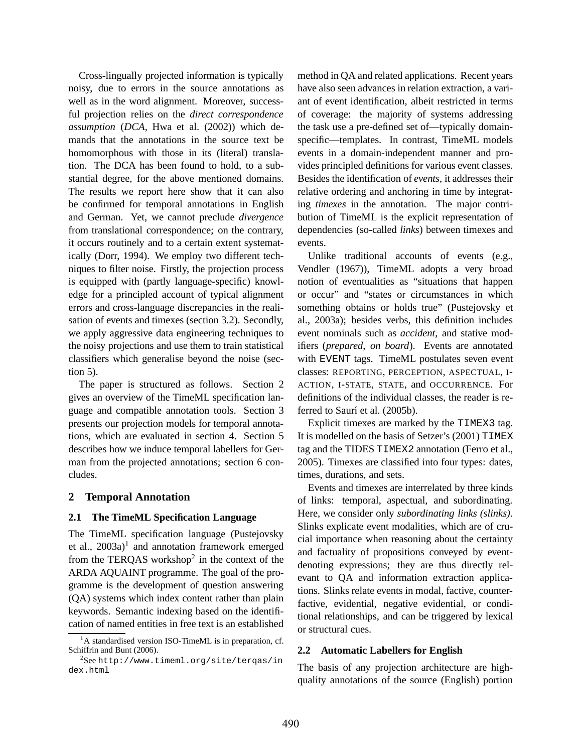Cross-lingually projected information is typically noisy, due to errors in the source annotations as well as in the word alignment. Moreover, successful projection relies on the *direct correspondence assumption* (*DCA*, Hwa et al. (2002)) which demands that the annotations in the source text be homomorphous with those in its (literal) translation. The DCA has been found to hold, to a substantial degree, for the above mentioned domains. The results we report here show that it can also be confirmed for temporal annotations in English and German. Yet, we cannot preclude *divergence* from translational correspondence; on the contrary, it occurs routinely and to a certain extent systematically (Dorr, 1994). We employ two different techniques to filter noise. Firstly, the projection process is equipped with (partly language-specific) knowledge for a principled account of typical alignment errors and cross-language discrepancies in the realisation of events and timexes (section 3.2). Secondly, we apply aggressive data engineering techniques to the noisy projections and use them to train statistical classifiers which generalise beyond the noise (section 5).

The paper is structured as follows. Section 2 gives an overview of the TimeML specification language and compatible annotation tools. Section 3 presents our projection models for temporal annotations, which are evaluated in section 4. Section 5 describes how we induce temporal labellers for German from the projected annotations; section 6 concludes.

## 2 Temporal Annotation

### 2.1 The TimeML Specification Language

The TimeML specification language (Pustejovsky et al., 2003a)[1] and annotation framework emerged from the TERQAS workshop[2] in the context of the ARDA AQUAINT programme. The goal of the programme is the development of question answering (QA) systems which index content rather than plain keywords. Semantic indexing based on the identification of named entities in free text is an established method in QA and related applications. Recent years have also seen advances in relation extraction, a variant of event identification, albeit restricted in terms of coverage: the majority of systems addressing the task use a pre-defined set of—typically domain-specific—templates. In contrast, TimeML models events in a domain-independent manner and provides principled definitions for various event classes. Besides the identification of *events*, it addresses their relative ordering and anchoring in time by integrating *timexes* in the annotation. The major contribution of TimeML is the explicit representation of dependencies (so-called *links*) between timexes and events.

Unlike traditional accounts of events (e.g., Vendler (1967)), TimeML adopts a very broad notion of eventualities as "situations that happen or occur" and "states or circumstances in which something obtains or holds true" (Pustejovsky et al., 2003a); besides verbs, this definition includes event nominals such as *accident*, and stative modifiers (*prepared*, *on board*). Events are annotated with `EVENT` tags. TimeML postulates seven event classes: REPORTING, PERCEPTION, ASPECTUAL, I-ACTION, I-STATE, STATE, and OCCURRENCE. For definitions of the individual classes, the reader is referred to Saurí et al. (2005b).

Explicit timexes are marked by the `TIMEX3` tag. It is modelled on the basis of Setzer's (2001) `TIMEX` tag and the TIDES `TIMEX2` annotation (Ferro et al., 2005). Timexes are classified into four types: dates, times, durations, and sets.

Events and timexes are interrelated by three kinds of links: temporal, aspectual, and subordinating. Here, we consider only *subordinating links (slinks)*. Slinks explicate event modalities, which are of crucial importance when reasoning about the certainty and factuality of propositions conveyed by event-denoting expressions; they are thus directly relevant to QA and information extraction applications. Slinks relate events in modal, factive, counterfactive, evidential, negative evidential, or conditional relationships, and can be triggered by lexical or structural cues.

### 2.2 Automatic Labellers for English

The basis of any projection architecture are high-quality annotations of the source (English) portion

[1] A standardised version ISO-TimeML is in preparation, cf. Schiffrin and Bunt (2006).

[2] See `http://www.timeml.org/site/terqas/index.html`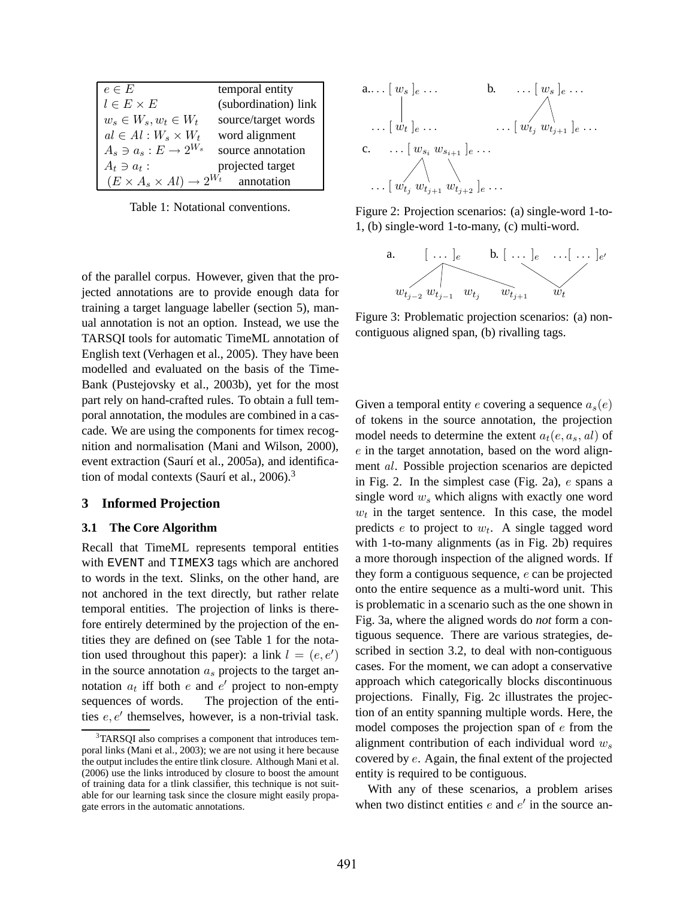| | |
|---|---|
| $e \in E$ | temporal entity |
| $l \in E \times E$ | (subordination) link |
| $w_s \in W_s, w_t \in W_t$ | source/target words |
| $al \in Al : W_s \times W_t$ | word alignment |
| $A_s \ni a_s : E \rightarrow 2^{W_s}$ | source annotation |
| $A_t \ni a_t :$ $(E \times A_s \times Al) \rightarrow 2^{W_t}$ | projected target annotation |

Table 1: Notational conventions.

of the parallel corpus. However, given that the projected annotations are to provide enough data for training a target language labeller (section 5), manual annotation is not an option. Instead, we use the TARSQI tools for automatic TimeML annotation of English text (Verhagen et al., 2005). They have been modelled and evaluated on the basis of the TimeBank (Pustejovsky et al., 2003b), yet for the most part rely on hand-crafted rules. To obtain a full temporal annotation, the modules are combined in a cascade. We are using the components for timex recognition and normalisation (Mani and Wilson, 2000), event extraction (Saurí et al., 2005a), and identification of modal contexts (Saurí et al., 2006).[3]

## 3 Informed Projection

### 3.1 The Core Algorithm

Recall that TimeML represents temporal entities with `EVENT` and `TIMEX3` tags which are anchored to words in the text. Slinks, on the other hand, are not anchored in the text directly, but rather relate temporal entities. The projection of links is therefore entirely determined by the projection of the entities they are defined on (see Table 1 for the notation used throughout this paper): a link $l = (e, e')$ in the source annotation $a_s$ projects to the target annotation $a_t$ iff both $e$ and $e'$ project to non-empty sequences of words. The projection of the entities $e, e'$ themselves, however, is a non-trivial task.

[3] TARSQI also comprises a component that introduces temporal links (Mani et al., 2003); we are not using it here because the output includes the entire tlink closure. Although Mani et al. (2006) use the links introduced by closure to boost the amount of training data for a tlink classifier, this technique is not suitable for our learning task since the closure might easily propagate errors in the automatic annotations.

a. $\ldots [\, w_s \,]_e \ldots$ / $\ldots [\, w_t \,]_e \ldots$ b. $\ldots [\, w_s \,]_e \ldots$ / $\ldots [\, w_{t_j}\; w_{t_{j+1}} \,]_e \ldots$
c. $\ldots [\, w_{s_i}\; w_{s_{i+1}} \,]_e \ldots$ / $\ldots [\, w_{t_j}\; w_{t_{j+1}}\; w_{t_{j+2}} \,]_e \ldots$

Figure 2: Projection scenarios: (a) single-word 1-to-1, (b) single-word 1-to-many, (c) multi-word.

a. $[\, \ldots \,]_e$ / $w_{t_{j-2}}\; w_{t_{j-1}}\; w_{t_j}\; w_{t_{j+1}}$ b. $[\, \ldots \,]_e \;\; \ldots [\, \ldots \,]_{e'}$ / $w_t$

Figure 3: Problematic projection scenarios: (a) non-contiguous aligned span, (b) rivalling tags.

Given a temporal entity $e$ covering a sequence $a_s(e)$ of tokens in the source annotation, the projection model needs to determine the extent $a_t(e, a_s, al)$ of $e$ in the target annotation, based on the word alignment $al$. Possible projection scenarios are depicted in Fig. 2. In the simplest case (Fig. 2a), $e$ spans a single word $w_s$ which aligns with exactly one word $w_t$ in the target sentence. In this case, the model predicts $e$ to project to $w_t$. A single tagged word with 1-to-many alignments (as in Fig. 2b) requires a more thorough inspection of the aligned words. If they form a contiguous sequence, $e$ can be projected onto the entire sequence as a multi-word unit. This is problematic in a scenario such as the one shown in Fig. 3a, where the aligned words do *not* form a contiguous sequence. There are various strategies, described in section 3.2, to deal with non-contiguous cases. For the moment, we can adopt a conservative approach which categorically blocks discontinuous projections. Finally, Fig. 2c illustrates the projection of an entity spanning multiple words. Here, the model composes the projection span of $e$ from the alignment contribution of each individual word $w_s$ covered by $e$. Again, the final extent of the projected entity is required to be contiguous.

With any of these scenarios, a problem arises when two distinct entities $e$ and $e'$ in the source an-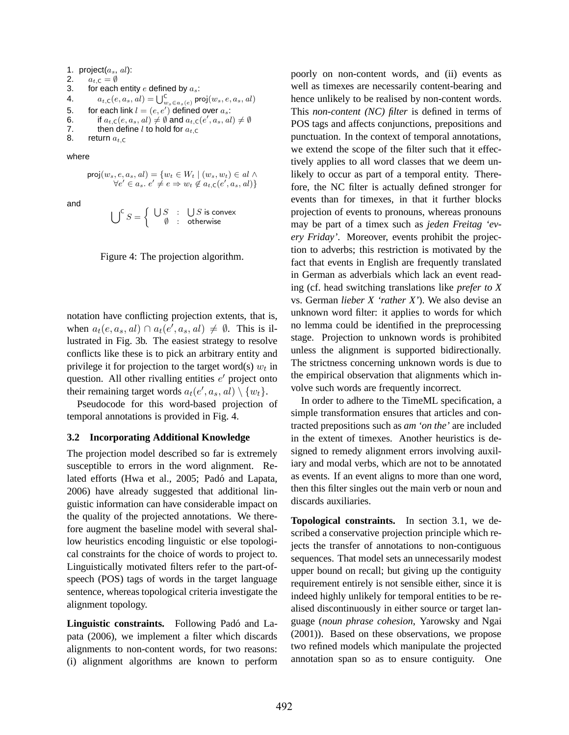```
1. project(a_s, al):
2.     a_{t,C} = ∅
3.     for each entity e defined by a_s:
4.         a_{t,C}(e, a_s, al) = ⋃^C_{w_s ∈ a_s(e)} proj(w_s, e, a_s, al)
5.     for each link l = (e, e') defined over a_s:
6.         if a_{t,C}(e, a_s, al) ≠ ∅ and a_{t,C}(e', a_s, al) ≠ ∅
7.         then define l to hold for a_{t,C}
8.     return a_{t,C}
```

where

$$\mathsf{proj}(w_s, e, a_s, al) = \{w_t \in W_t \mid (w_s, w_t) \in al \wedge \forall e' \in a_s.\ e' \neq e \Rightarrow w_t \notin a_{t,\mathsf{C}}(e', a_s, al)\}$$

and

$$\bigcup^{\mathsf{C}} S = \begin{cases} \bigcup S & : \ \bigcup S \text{ is convex} \\ \emptyset & : \ \text{otherwise} \end{cases}$$

Figure 4: The projection algorithm.

notation have conflicting projection extents, that is, when $a_t(e, a_s, al) \cap a_t(e', a_s, al) \neq \emptyset$. This is illustrated in Fig. 3b. The easiest strategy to resolve conflicts like these is to pick an arbitrary entity and privilege it for projection to the target word(s) $w_t$ in question. All other rivalling entities $e'$ project onto their remaining target words $a_t(e', a_s, al) \setminus \{w_t\}$.

Pseudocode for this word-based projection of temporal annotations is provided in Fig. 4.

### 3.2 Incorporating Additional Knowledge

The projection model described so far is extremely susceptible to errors in the word alignment. Related efforts (Hwa et al., 2005; Padó and Lapata, 2006) have already suggested that additional linguistic information can have considerable impact on the quality of the projected annotations. We therefore augment the baseline model with several shallow heuristics encoding linguistic or else topological constraints for the choice of words to project to. Linguistically motivated filters refer to the part-of-speech (POS) tags of words in the target language sentence, whereas topological criteria investigate the alignment topology.

**Linguistic constraints.** Following Padó and Lapata (2006), we implement a filter which discards alignments to non-content words, for two reasons: (i) alignment algorithms are known to perform poorly on non-content words, and (ii) events as well as timexes are necessarily content-bearing and hence unlikely to be realised by non-content words. This *non-content (NC) filter* is defined in terms of POS tags and affects conjunctions, prepositions and punctuation. In the context of temporal annotations, we extend the scope of the filter such that it effectively applies to all word classes that we deem unlikely to occur as part of a temporal entity. Therefore, the NC filter is actually defined stronger for events than for timexes, in that it further blocks projection of events to pronouns, whereas pronouns may be part of a timex such as *jeden Freitag 'every Friday'*. Moreover, events prohibit the projection to adverbs; this restriction is motivated by the fact that events in English are frequently translated in German as adverbials which lack an event reading (cf. head switching translations like *prefer to X* vs. German *lieber X 'rather X'*). We also devise an unknown word filter: it applies to words for which no lemma could be identified in the preprocessing stage. Projection to unknown words is prohibited unless the alignment is supported bidirectionally. The strictness concerning unknown words is due to the empirical observation that alignments which involve such words are frequently incorrect.

In order to adhere to the TimeML specification, a simple transformation ensures that articles and contracted prepositions such as *am 'on the'* are included in the extent of timexes. Another heuristics is designed to remedy alignment errors involving auxiliary and modal verbs, which are not to be annotated as events. If an event aligns to more than one word, then this filter singles out the main verb or noun and discards auxiliaries.

**Topological constraints.** In section 3.1, we described a conservative projection principle which rejects the transfer of annotations to non-contiguous sequences. That model sets an unnecessarily modest upper bound on recall; but giving up the contiguity requirement entirely is not sensible either, since it is indeed highly unlikely for temporal entities to be realised discontinuously in either source or target language (*noun phrase cohesion*, Yarowsky and Ngai (2001)). Based on these observations, we propose two refined models which manipulate the projected annotation span so as to ensure contiguity. One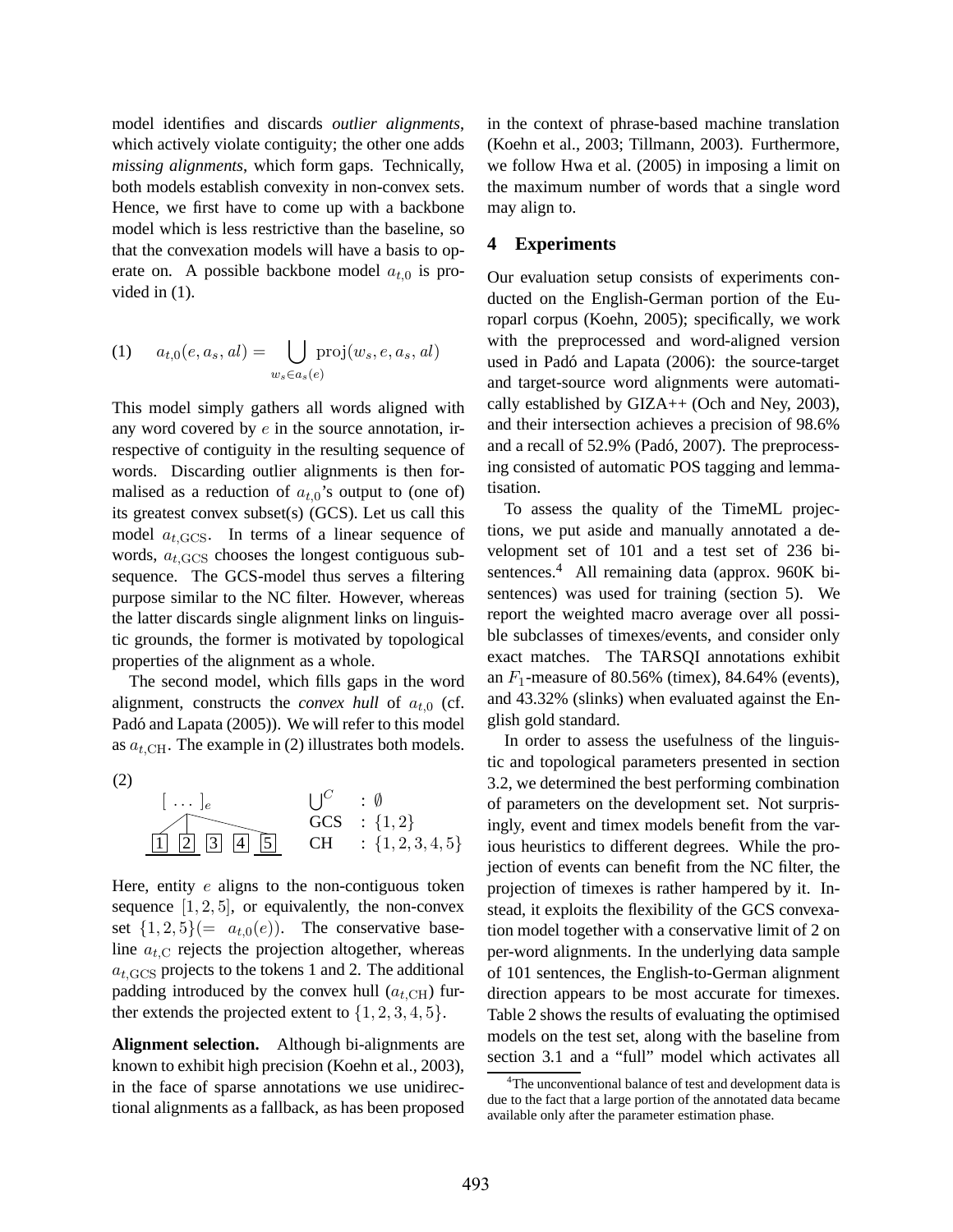model identifies and discards *outlier alignments*, which actively violate contiguity; the other one adds *missing alignments*, which form gaps. Technically, both models establish convexity in non-convex sets. Hence, we first have to come up with a backbone model which is less restrictive than the baseline, so that the convexation models will have a basis to operate on. A possible backbone model $a_{t,0}$ is provided in (1).

$$\text{(1)} \quad a_{t,0}(e, a_s, al) = \bigcup_{w_s \in a_s(e)} \text{proj}(w_s, e, a_s, al)$$

This model simply gathers all words aligned with any word covered by $e$ in the source annotation, irrespective of contiguity in the resulting sequence of words. Discarding outlier alignments is then formalised as a reduction of $a_{t,0}$'s output to (one of) its greatest convex subset(s) (GCS). Let us call this model $a_{t,\text{GCS}}$. In terms of a linear sequence of words, $a_{t,\text{GCS}}$ chooses the longest contiguous subsequence. The GCS-model thus serves a filtering purpose similar to the NC filter. However, whereas the latter discards single alignment links on linguistic grounds, the former is motivated by topological properties of the alignment as a whole.

The second model, which fills gaps in the word alignment, constructs the *convex hull* of $a_{t,0}$ (cf. Padó and Lapata (2005)). We will refer to this model as $a_{t,\text{CH}}$. The example in (2) illustrates both models.

(2)

$[ \ldots ]_e$ aligned to tokens 1, 2, 5 of the sequence 1 2 3 4 5

$\bigcup^C$ : $\emptyset$
GCS : $\{1, 2\}$
CH : $\{1, 2, 3, 4, 5\}$

Here, entity $e$ aligns to the non-contiguous token sequence $[1, 2, 5]$, or equivalently, the non-convex set $\{1, 2, 5\} (= a_{t,0}(e))$. The conservative baseline $a_{t,\text{C}}$ rejects the projection altogether, whereas $a_{t,\text{GCS}}$ projects to the tokens 1 and 2. The additional padding introduced by the convex hull ($a_{t,\text{CH}}$) further extends the projected extent to $\{1, 2, 3, 4, 5\}$.

**Alignment selection.** Although bi-alignments are known to exhibit high precision (Koehn et al., 2003), in the face of sparse annotations we use unidirectional alignments as a fallback, as has been proposed in the context of phrase-based machine translation (Koehn et al., 2003; Tillmann, 2003). Furthermore, we follow Hwa et al. (2005) in imposing a limit on the maximum number of words that a single word may align to.

## 4 Experiments

Our evaluation setup consists of experiments conducted on the English-German portion of the Europarl corpus (Koehn, 2005); specifically, we work with the preprocessed and word-aligned version used in Padó and Lapata (2006): the source-target and target-source word alignments were automatically established by GIZA++ (Och and Ney, 2003), and their intersection achieves a precision of 98.6% and a recall of 52.9% (Padó, 2007). The preprocessing consisted of automatic POS tagging and lemmatisation.

To assess the quality of the TimeML projections, we put aside and manually annotated a development set of 101 and a test set of 236 bi-sentences.[4] All remaining data (approx. 960K bi-sentences) was used for training (section 5). We report the weighted macro average over all possible subclasses of timexes/events, and consider only exact matches. The TARSQI annotations exhibit an $F_1$-measure of 80.56% (timex), 84.64% (events), and 43.32% (slinks) when evaluated against the English gold standard.

In order to assess the usefulness of the linguistic and topological parameters presented in section 3.2, we determined the best performing combination of parameters on the development set. Not surprisingly, event and timex models benefit from the various heuristics to different degrees. While the projection of events can benefit from the NC filter, the projection of timexes is rather hampered by it. Instead, it exploits the flexibility of the GCS convexation model together with a conservative limit of 2 on per-word alignments. In the underlying data sample of 101 sentences, the English-to-German alignment direction appears to be most accurate for timexes. Table 2 shows the results of evaluating the optimised models on the test set, along with the baseline from section 3.1 and a "full" model which activates all

[4]The unconventional balance of test and development data is due to the fact that a large portion of the annotated data became available only after the parameter estimation phase.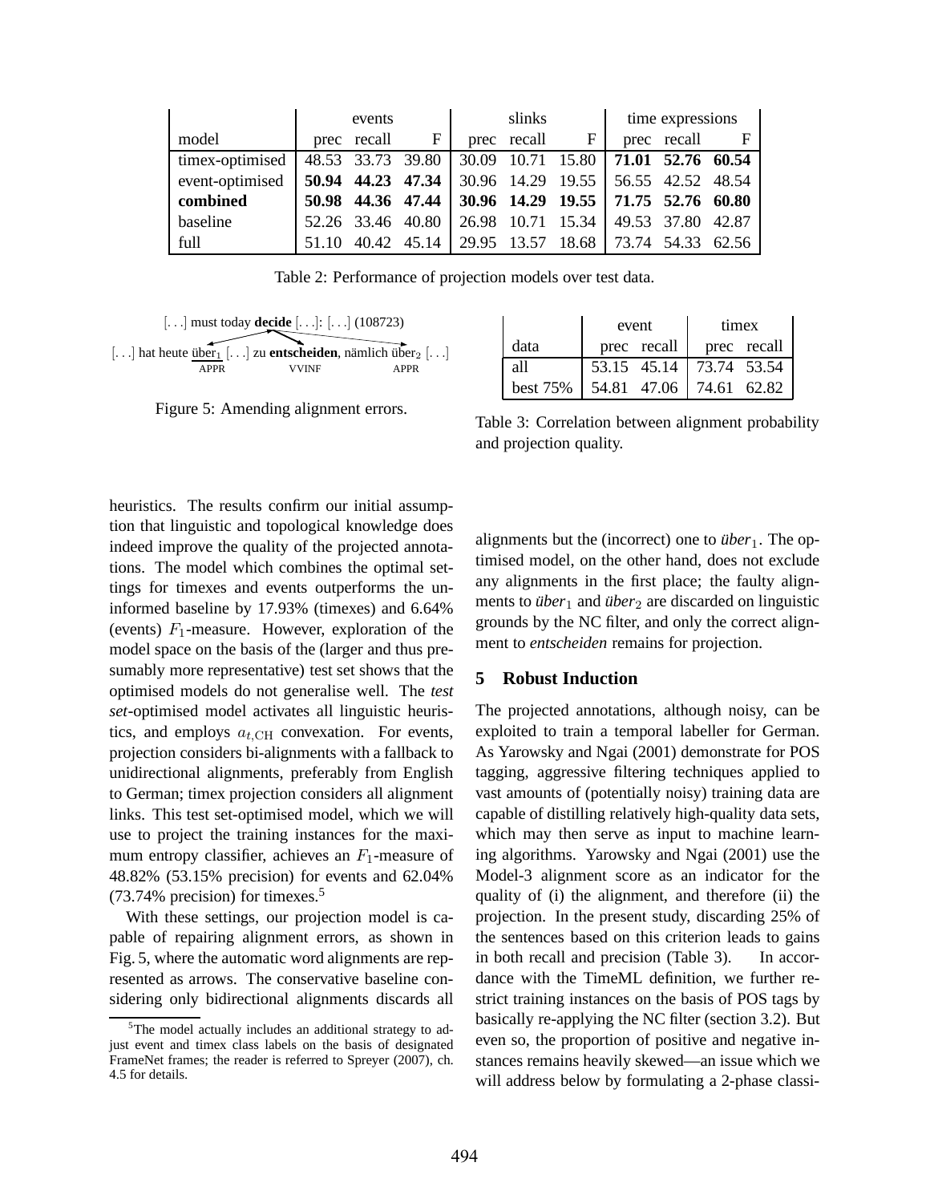| model | events | | | slinks | | | time expressions | | |
|---|---|---|---|---|---|---|---|---|---|
| | prec | recall | F | prec | recall | F | prec | recall | F |
| timex-optimised | 48.53 | 33.73 | 39.80 | 30.09 | 10.71 | 15.80 | **71.01** | **52.76** | **60.54** |
| event-optimised | **50.94** | **44.23** | **47.34** | 30.96 | 14.29 | 19.55 | 56.55 | 42.52 | 48.54 |
| **combined** | **50.98** | **44.36** | **47.44** | **30.96** | **14.29** | **19.55** | **71.75** | **52.76** | **60.80** |
| baseline | 52.26 | 33.46 | 40.80 | 26.98 | 10.71 | 15.34 | 49.53 | 37.80 | 42.87 |
| full | 51.10 | 40.42 | 45.14 | 29.95 | 13.57 | 18.68 | 73.74 | 54.33 | 62.56 |

Table 2: Performance of projection models over test data.

[. . .] must today **decide** [. . .]: [. . .] (108723)

[. . .] hat heute über$_1$ [. . .] zu **entscheiden**, nämlich über$_2$ [. . .]

APPR VVINF APPR

Figure 5: Amending alignment errors.

| data | event | | timex | |
|---|---|---|---|---|
| | prec | recall | prec | recall |
| all | 53.15 | 45.14 | 73.74 | 53.54 |
| best 75% | 54.81 | 47.06 | 74.61 | 62.82 |

Table 3: Correlation between alignment probability and projection quality.

heuristics. The results confirm our initial assumption that linguistic and topological knowledge does indeed improve the quality of the projected annotations. The model which combines the optimal settings for timexes and events outperforms the uninformed baseline by 17.93% (timexes) and 6.64% (events) $F_1$-measure. However, exploration of the model space on the basis of the (larger and thus presumably more representative) test set shows that the optimised models do not generalise well. The *test set*-optimised model activates all linguistic heuristics, and employs $a_{t,\text{CH}}$ convexation. For events, projection considers bi-alignments with a fallback to unidirectional alignments, preferably from English to German; timex projection considers all alignment links. This test set-optimised model, which we will use to project the training instances for the maximum entropy classifier, achieves an $F_1$-measure of 48.82% (53.15% precision) for events and 62.04% (73.74% precision) for timexes.[5]

With these settings, our projection model is capable of repairing alignment errors, as shown in Fig. 5, where the automatic word alignments are represented as arrows. The conservative baseline considering only bidirectional alignments discards all alignments but the (incorrect) one to *über*$_1$. The optimised model, on the other hand, does not exclude any alignments in the first place; the faulty alignments to *über*$_1$ and *über*$_2$ are discarded on linguistic grounds by the NC filter, and only the correct alignment to *entscheiden* remains for projection.

[5]The model actually includes an additional strategy to adjust event and timex class labels on the basis of designated FrameNet frames; the reader is referred to Spreyer (2007), ch. 4.5 for details.

## 5 Robust Induction

The projected annotations, although noisy, can be exploited to train a temporal labeller for German. As Yarowsky and Ngai (2001) demonstrate for POS tagging, aggressive filtering techniques applied to vast amounts of (potentially noisy) training data are capable of distilling relatively high-quality data sets, which may then serve as input to machine learning algorithms. Yarowsky and Ngai (2001) use the Model-3 alignment score as an indicator for the quality of (i) the alignment, and therefore (ii) the projection. In the present study, discarding 25% of the sentences based on this criterion leads to gains in both recall and precision (Table 3). In accordance with the TimeML definition, we further restrict training instances on the basis of POS tags by basically re-applying the NC filter (section 3.2). But even so, the proportion of positive and negative instances remains heavily skewed—an issue which we will address below by formulating a 2-phase classi-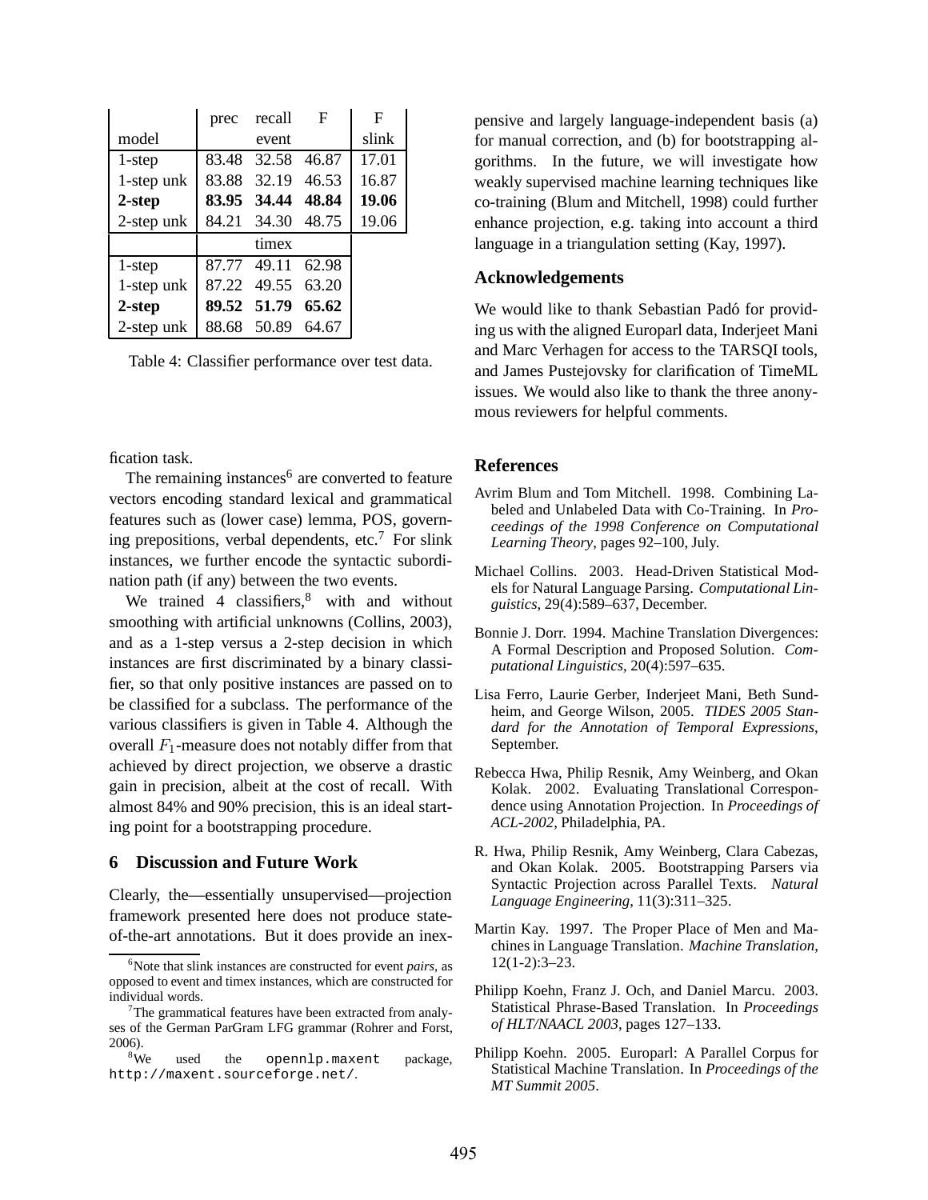|  | prec | recall | F | F |
| --- | --- | --- | --- | --- |
| model |  | event |  | slink |
| 1-step | 83.48 | 32.58 | 46.87 | 17.01 |
| 1-step unk | 83.88 | 32.19 | 46.53 | 16.87 |
| **2-step** | **83.95** | **34.44** | **48.84** | **19.06** |
| 2-step unk | 84.21 | 34.30 | 48.75 | 19.06 |
|  |  | timex |  |  |
| 1-step | 87.77 | 49.11 | 62.98 |  |
| 1-step unk | 87.22 | 49.55 | 63.20 |  |
| **2-step** | **89.52** | **51.79** | **65.62** |  |
| 2-step unk | 88.68 | 50.89 | 64.67 |  |

Table 4: Classifier performance over test data.

fication task.

The remaining instances[6] are converted to feature vectors encoding standard lexical and grammatical features such as (lower case) lemma, POS, governing prepositions, verbal dependents, etc.[7] For slink instances, we further encode the syntactic subordination path (if any) between the two events.

We trained 4 classifiers,[8] with and without smoothing with artificial unknowns (Collins, 2003), and as a 1-step versus a 2-step decision in which instances are first discriminated by a binary classifier, so that only positive instances are passed on to be classified for a subclass. The performance of the various classifiers is given in Table 4. Although the overall $F_1$-measure does not notably differ from that achieved by direct projection, we observe a drastic gain in precision, albeit at the cost of recall. With almost 84% and 90% precision, this is an ideal starting point for a bootstrapping procedure.

## 6 Discussion and Future Work

Clearly, the—essentially unsupervised—projection framework presented here does not produce state-of-the-art annotations. But it does provide an inexpensive and largely language-independent basis (a) for manual correction, and (b) for bootstrapping algorithms. In the future, we will investigate how weakly supervised machine learning techniques like co-training (Blum and Mitchell, 1998) could further enhance projection, e.g. taking into account a third language in a triangulation setting (Kay, 1997).

[6] Note that slink instances are constructed for event *pairs*, as opposed to event and timex instances, which are constructed for individual words.

[7] The grammatical features have been extracted from analyses of the German ParGram LFG grammar (Rohrer and Forst, 2006).

[8] We used the `opennlp.maxent` package, `http://maxent.sourceforge.net/`.

## Acknowledgements

We would like to thank Sebastian Padó for providing us with the aligned Europarl data, Inderjeet Mani and Marc Verhagen for access to the TARSQI tools, and James Pustejovsky for clarification of TimeML issues. We would also like to thank the three anonymous reviewers for helpful comments.

## References

Avrim Blum and Tom Mitchell. 1998. Combining Labeled and Unlabeled Data with Co-Training. In *Proceedings of the 1998 Conference on Computational Learning Theory*, pages 92–100, July.

Michael Collins. 2003. Head-Driven Statistical Models for Natural Language Parsing. *Computational Linguistics*, 29(4):589–637, December.

Bonnie J. Dorr. 1994. Machine Translation Divergences: A Formal Description and Proposed Solution. *Computational Linguistics*, 20(4):597–635.

Lisa Ferro, Laurie Gerber, Inderjeet Mani, Beth Sundheim, and George Wilson, 2005. *TIDES 2005 Standard for the Annotation of Temporal Expressions*, September.

Rebecca Hwa, Philip Resnik, Amy Weinberg, and Okan Kolak. 2002. Evaluating Translational Correspondence using Annotation Projection. In *Proceedings of ACL-2002*, Philadelphia, PA.

R. Hwa, Philip Resnik, Amy Weinberg, Clara Cabezas, and Okan Kolak. 2005. Bootstrapping Parsers via Syntactic Projection across Parallel Texts. *Natural Language Engineering*, 11(3):311–325.

Martin Kay. 1997. The Proper Place of Men and Machines in Language Translation. *Machine Translation*, 12(1-2):3–23.

Philipp Koehn, Franz J. Och, and Daniel Marcu. 2003. Statistical Phrase-Based Translation. In *Proceedings of HLT/NAACL 2003*, pages 127–133.

Philipp Koehn. 2005. Europarl: A Parallel Corpus for Statistical Machine Translation. In *Proceedings of the MT Summit 2005*.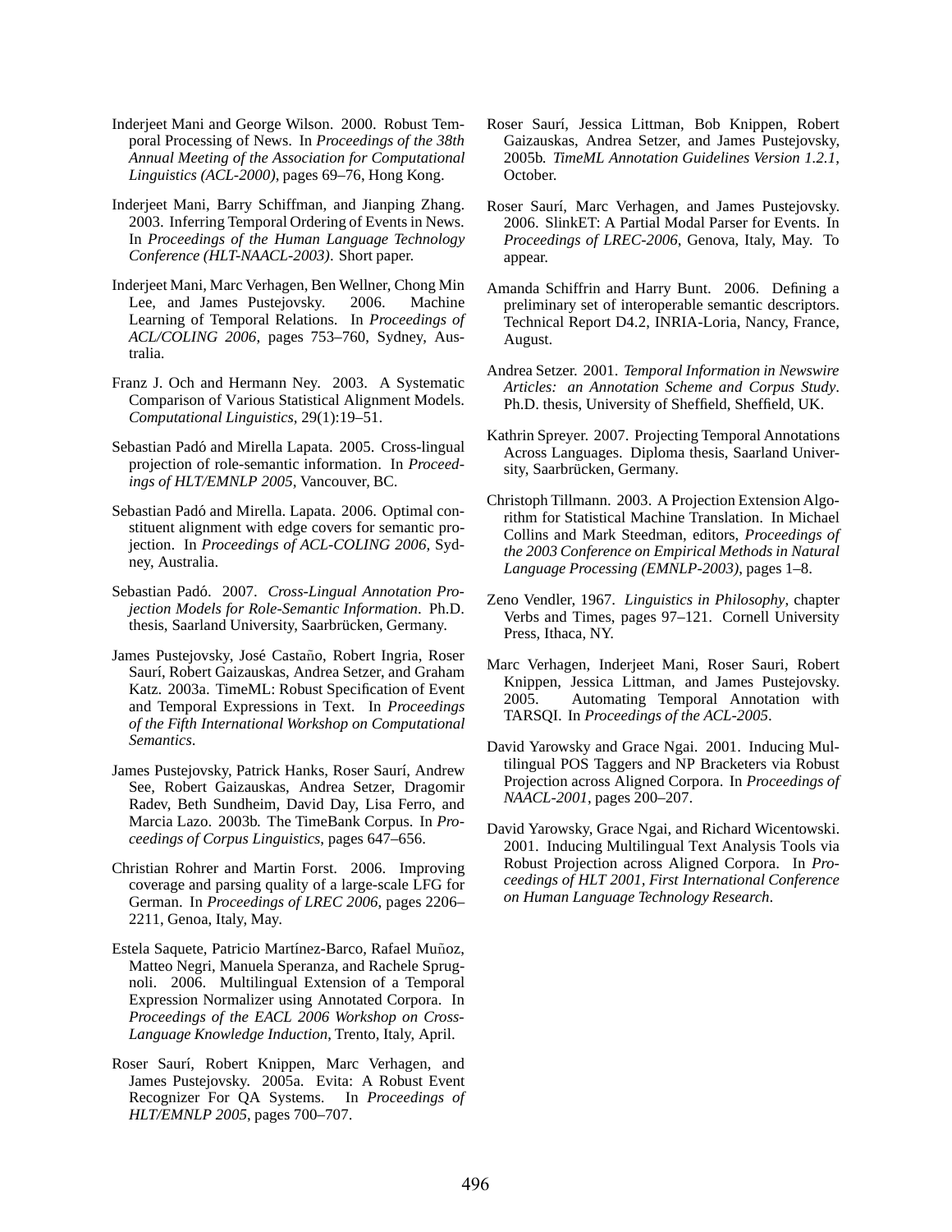Inderjeet Mani and George Wilson. 2000. Robust Temporal Processing of News. In *Proceedings of the 38th Annual Meeting of the Association for Computational Linguistics (ACL-2000)*, pages 69–76, Hong Kong.

Inderjeet Mani, Barry Schiffman, and Jianping Zhang. 2003. Inferring Temporal Ordering of Events in News. In *Proceedings of the Human Language Technology Conference (HLT-NAACL-2003)*. Short paper.

Inderjeet Mani, Marc Verhagen, Ben Wellner, Chong Min Lee, and James Pustejovsky. 2006. Machine Learning of Temporal Relations. In *Proceedings of ACL/COLING 2006*, pages 753–760, Sydney, Australia.

Franz J. Och and Hermann Ney. 2003. A Systematic Comparison of Various Statistical Alignment Models. *Computational Linguistics*, 29(1):19–51.

Sebastian Padó and Mirella Lapata. 2005. Cross-lingual projection of role-semantic information. In *Proceedings of HLT/EMNLP 2005*, Vancouver, BC.

Sebastian Padó and Mirella. Lapata. 2006. Optimal constituent alignment with edge covers for semantic projection. In *Proceedings of ACL-COLING 2006*, Sydney, Australia.

Sebastian Padó. 2007. *Cross-Lingual Annotation Projection Models for Role-Semantic Information*. Ph.D. thesis, Saarland University, Saarbrücken, Germany.

James Pustejovsky, José Castaño, Robert Ingria, Roser Saurí, Robert Gaizauskas, Andrea Setzer, and Graham Katz. 2003a. TimeML: Robust Specification of Event and Temporal Expressions in Text. In *Proceedings of the Fifth International Workshop on Computational Semantics*.

James Pustejovsky, Patrick Hanks, Roser Saurí, Andrew See, Robert Gaizauskas, Andrea Setzer, Dragomir Radev, Beth Sundheim, David Day, Lisa Ferro, and Marcia Lazo. 2003b. The TimeBank Corpus. In *Proceedings of Corpus Linguistics*, pages 647–656.

Christian Rohrer and Martin Forst. 2006. Improving coverage and parsing quality of a large-scale LFG for German. In *Proceedings of LREC 2006*, pages 2206–2211, Genoa, Italy, May.

Estela Saquete, Patricio Martínez-Barco, Rafael Muñoz, Matteo Negri, Manuela Speranza, and Rachele Sprugnoli. 2006. Multilingual Extension of a Temporal Expression Normalizer using Annotated Corpora. In *Proceedings of the EACL 2006 Workshop on Cross-Language Knowledge Induction*, Trento, Italy, April.

Roser Saurí, Robert Knippen, Marc Verhagen, and James Pustejovsky. 2005a. Evita: A Robust Event Recognizer For QA Systems. In *Proceedings of HLT/EMNLP 2005*, pages 700–707.

Roser Saurí, Jessica Littman, Bob Knippen, Robert Gaizauskas, Andrea Setzer, and James Pustejovsky, 2005b. *TimeML Annotation Guidelines Version 1.2.1*, October.

Roser Saurí, Marc Verhagen, and James Pustejovsky. 2006. SlinkET: A Partial Modal Parser for Events. In *Proceedings of LREC-2006*, Genova, Italy, May. To appear.

Amanda Schiffrin and Harry Bunt. 2006. Defining a preliminary set of interoperable semantic descriptors. Technical Report D4.2, INRIA-Loria, Nancy, France, August.

Andrea Setzer. 2001. *Temporal Information in Newswire Articles: an Annotation Scheme and Corpus Study*. Ph.D. thesis, University of Sheffield, Sheffield, UK.

Kathrin Spreyer. 2007. Projecting Temporal Annotations Across Languages. Diploma thesis, Saarland University, Saarbrücken, Germany.

Christoph Tillmann. 2003. A Projection Extension Algorithm for Statistical Machine Translation. In Michael Collins and Mark Steedman, editors, *Proceedings of the 2003 Conference on Empirical Methods in Natural Language Processing (EMNLP-2003)*, pages 1–8.

Zeno Vendler, 1967. *Linguistics in Philosophy*, chapter Verbs and Times, pages 97–121. Cornell University Press, Ithaca, NY.

Marc Verhagen, Inderjeet Mani, Roser Sauri, Robert Knippen, Jessica Littman, and James Pustejovsky. 2005. Automating Temporal Annotation with TARSQI. In *Proceedings of the ACL-2005*.

David Yarowsky and Grace Ngai. 2001. Inducing Multilingual POS Taggers and NP Bracketers via Robust Projection across Aligned Corpora. In *Proceedings of NAACL-2001*, pages 200–207.

David Yarowsky, Grace Ngai, and Richard Wicentowski. 2001. Inducing Multilingual Text Analysis Tools via Robust Projection across Aligned Corpora. In *Proceedings of HLT 2001, First International Conference on Human Language Technology Research*.